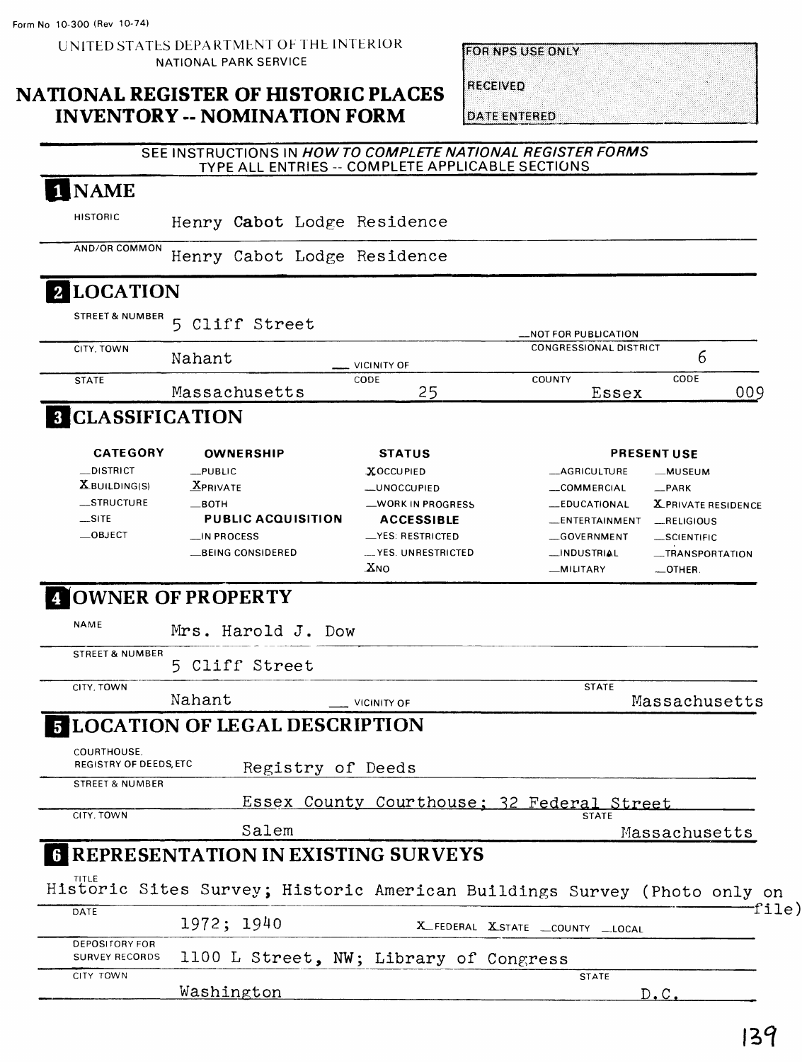Form No 10-300 (Rev 10-74)

UNITED STATES DEPARTMENT OF THE INTERIOR
NATIONAL PARK SERVICE

# NATIONAL REGISTER OF HISTORIC PLACES INVENTORY -- NOMINATION FORM

FOR NPS USE ONLY

RECEIVED

DATE ENTERED

SEE INSTRUCTIONS IN *HOW TO COMPLETE NATIONAL REGISTER FORMS*
TYPE ALL ENTRIES -- COMPLETE APPLICABLE SECTIONS

## 1 NAME

HISTORIC: Henry Cabot Lodge Residence

AND/OR COMMON: Henry Cabot Lodge Residence

## 2 LOCATION

STREET & NUMBER: 5 Cliff Street

__NOT FOR PUBLICATION

CITY, TOWN: Nahant __ VICINITY OF

CONGRESSIONAL DISTRICT: 6

STATE: Massachusetts CODE: 25 COUNTY: Essex CODE: 009

## 3 CLASSIFICATION

| CATEGORY | OWNERSHIP | STATUS | PRESENT USE | |
|---|---|---|---|---|
| __DISTRICT | __PUBLIC | X OCCUPIED | __AGRICULTURE | __MUSEUM |
| X BUILDING(S) | X PRIVATE | __UNOCCUPIED | __COMMERCIAL | __PARK |
| __STRUCTURE | __BOTH | __WORK IN PROGRESS | __EDUCATIONAL | X PRIVATE RESIDENCE |
| __SITE | **PUBLIC ACQUISITION** | **ACCESSIBLE** | __ENTERTAINMENT | __RELIGIOUS |
| __OBJECT | __IN PROCESS | __YES: RESTRICTED | __GOVERNMENT | __SCIENTIFIC |
| | __BEING CONSIDERED | __YES: UNRESTRICTED | __INDUSTRIAL | __TRANSPORTATION |
| | | X NO | __MILITARY | __OTHER: |

## 4 OWNER OF PROPERTY

NAME: Mrs. Harold J. Dow

STREET & NUMBER: 5 Cliff Street

CITY, TOWN: Nahant __ VICINITY OF STATE: Massachusetts

## 5 LOCATION OF LEGAL DESCRIPTION

COURTHOUSE, REGISTRY OF DEEDS, ETC: Registry of Deeds

STREET & NUMBER: Essex County Courthouse; 32 Federal Street

CITY, TOWN: Salem STATE: Massachusetts

## 6 REPRESENTATION IN EXISTING SURVEYS

TITLE: Historic Sites Survey; Historic American Buildings Survey (Photo only on file)

DATE: 1972; 1940 X FEDERAL X STATE __COUNTY __LOCAL

DEPOSITORY FOR SURVEY RECORDS: 1100 L Street, NW; Library of Congress

CITY, TOWN: Washington STATE: D.C.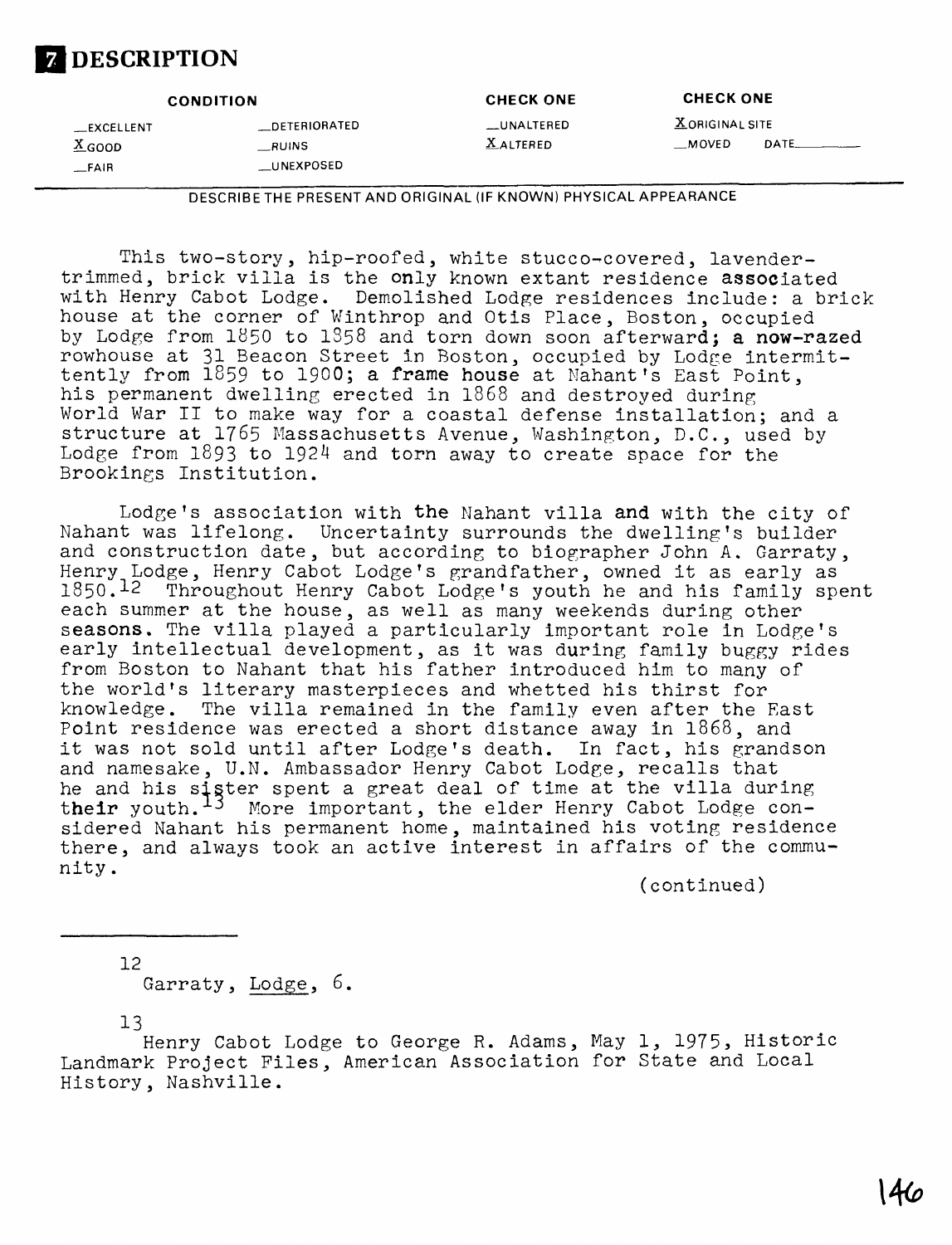## 7 DESCRIPTION

| CONDITION | | CHECK ONE | CHECK ONE |
|---|---|---|---|
| __EXCELLENT | __DETERIORATED | __UNALTERED | X ORIGINAL SITE |
| X GOOD | __RUINS | X ALTERED | __MOVED DATE______ |
| __FAIR | __UNEXPOSED | | |

DESCRIBE THE PRESENT AND ORIGINAL (IF KNOWN) PHYSICAL APPEARANCE

This two-story, hip-roofed, white stucco-covered, lavender-trimmed, brick villa is the only known extant residence associated with Henry Cabot Lodge. Demolished Lodge residences include: a brick house at the corner of Winthrop and Otis Place, Boston, occupied by Lodge from 1850 to 1858 and torn down soon afterward; a now-razed rowhouse at 31 Beacon Street in Boston, occupied by Lodge intermittently from 1859 to 1900; a frame house at Nahant's East Point, his permanent dwelling erected in 1868 and destroyed during World War II to make way for a coastal defense installation; and a structure at 1765 Massachusetts Avenue, Washington, D.C., used by Lodge from 1893 to 1924 and torn away to create space for the Brookings Institution.

Lodge's association with the Nahant villa and with the city of Nahant was lifelong. Uncertainty surrounds the dwelling's builder and construction date, but according to biographer John A. Garraty, Henry Lodge, Henry Cabot Lodge's grandfather, owned it as early as 1850.[12] Throughout Henry Cabot Lodge's youth he and his family spent each summer at the house, as well as many weekends during other seasons. The villa played a particularly important role in Lodge's early intellectual development, as it was during family buggy rides from Boston to Nahant that his father introduced him to many of the world's literary masterpieces and whetted his thirst for knowledge. The villa remained in the family even after the East Point residence was erected a short distance away in 1868, and it was not sold until after Lodge's death. In fact, his grandson and namesake, U.N. Ambassador Henry Cabot Lodge, recalls that he and his sister spent a great deal of time at the villa during their youth.[13] More important, the elder Henry Cabot Lodge considered Nahant his permanent home, maintained his voting residence there, and always took an active interest in affairs of the community.

(continued)

---

12 Garraty, Lodge, 6.

13 Henry Cabot Lodge to George R. Adams, May 1, 1975, Historic Landmark Project Files, American Association for State and Local History, Nashville.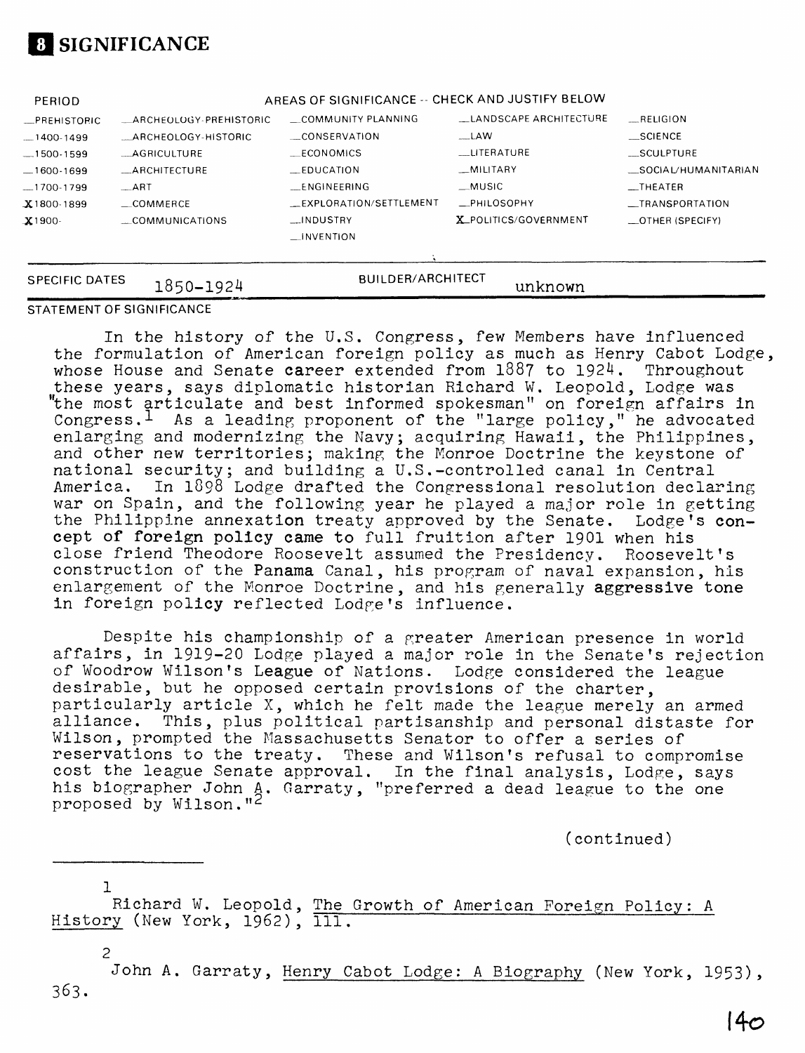# 8 SIGNIFICANCE

| PERIOD | AREAS OF SIGNIFICANCE -- CHECK AND JUSTIFY BELOW | | | |
|---|---|---|---|---|
| _PREHISTORIC | _ARCHEOLOGY-PREHISTORIC | _COMMUNITY PLANNING | _LANDSCAPE ARCHITECTURE | _RELIGION |
| _1400-1499 | _ARCHEOLOGY-HISTORIC | _CONSERVATION | _LAW | _SCIENCE |
| _1500-1599 | _AGRICULTURE | _ECONOMICS | _LITERATURE | _SCULPTURE |
| _1600-1699 | _ARCHITECTURE | _EDUCATION | _MILITARY | _SOCIAL/HUMANITARIAN |
| _1700-1799 | _ART | _ENGINEERING | _MUSIC | _THEATER |
| X1800-1899 | _COMMERCE | _EXPLORATION/SETTLEMENT | _PHILOSOPHY | _TRANSPORTATION |
| X1900- | _COMMUNICATIONS | _INDUSTRY | X POLITICS/GOVERNMENT | _OTHER (SPECIFY) |
| | | _INVENTION | | |

SPECIFIC DATES 1850-1924 BUILDER/ARCHITECT unknown

STATEMENT OF SIGNIFICANCE

In the history of the U.S. Congress, few Members have influenced the formulation of American foreign policy as much as Henry Cabot Lodge, whose House and Senate career extended from 1887 to 1924. Throughout these years, says diplomatic historian Richard W. Leopold, Lodge was "the most articulate and best informed spokesman" on foreign affairs in Congress.[1] As a leading proponent of the "large policy," he advocated enlarging and modernizing the Navy; acquiring Hawaii, the Philippines, and other new territories; making the Monroe Doctrine the keystone of national security; and building a U.S.-controlled canal in Central America. In 1898 Lodge drafted the Congressional resolution declaring war on Spain, and the following year he played a major role in getting the Philippine annexation treaty approved by the Senate. Lodge's concept of foreign policy came to full fruition after 1901 when his close friend Theodore Roosevelt assumed the Presidency. Roosevelt's construction of the Panama Canal, his program of naval expansion, his enlargement of the Monroe Doctrine, and his generally aggressive tone in foreign policy reflected Lodge's influence.

Despite his championship of a greater American presence in world affairs, in 1919-20 Lodge played a major role in the Senate's rejection of Woodrow Wilson's League of Nations. Lodge considered the league desirable, but he opposed certain provisions of the charter, particularly article X, which he felt made the league merely an armed alliance. This, plus political partisanship and personal distaste for Wilson, prompted the Massachusetts Senator to offer a series of reservations to the treaty. These and Wilson's refusal to compromise cost the league Senate approval. In the final analysis, Lodge, says his biographer John A. Garraty, "preferred a dead league to the one proposed by Wilson."[2]

(continued)

---

[1] Richard W. Leopold, The Growth of American Foreign Policy: A History (New York, 1962), 111.

[2] John A. Garraty, Henry Cabot Lodge: A Biography (New York, 1953), 363.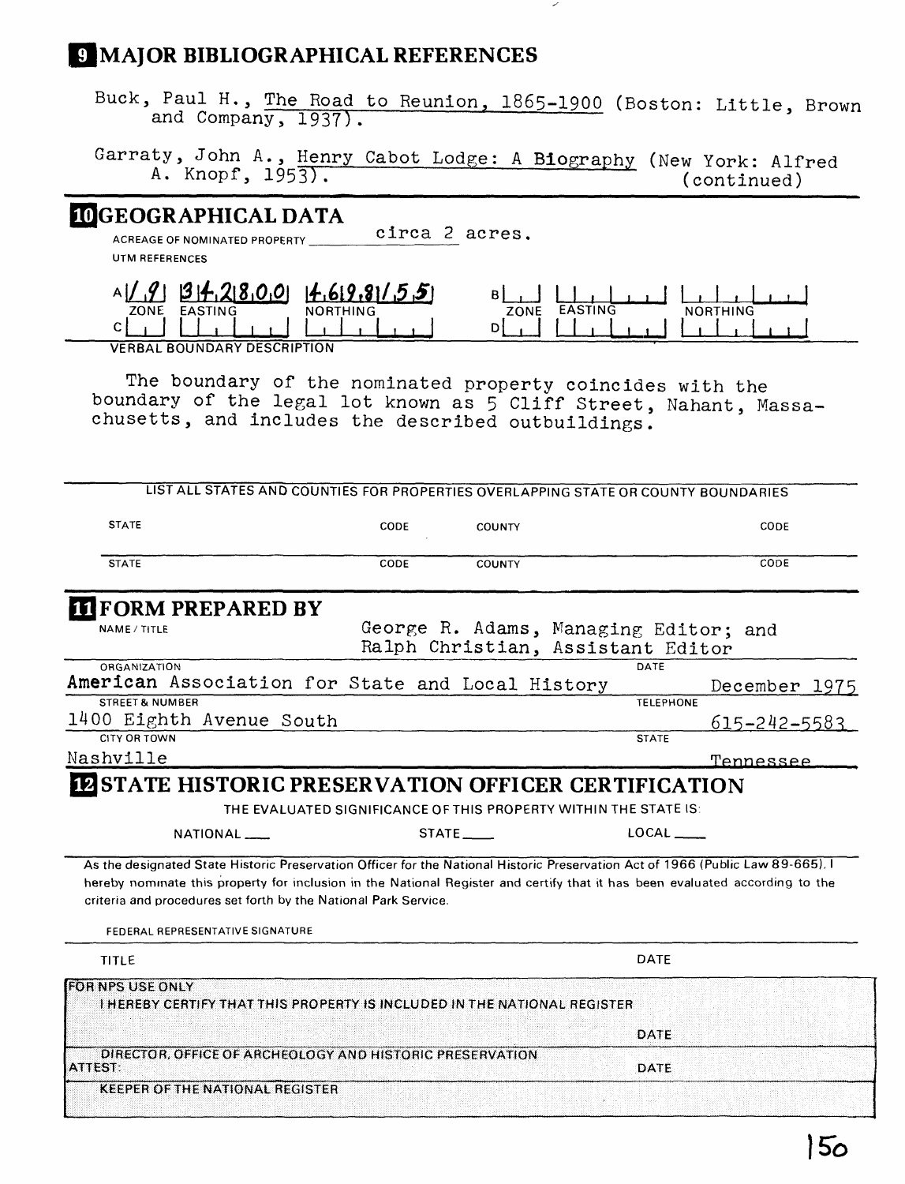## 9 MAJOR BIBLIOGRAPHICAL REFERENCES

Buck, Paul H., The Road to Reunion, 1865-1900 (Boston: Little, Brown and Company, 1937).

Garraty, John A., Henry Cabot Lodge: A Biography (New York: Alfred A. Knopf, 1953).

(continued)

## 10 GEOGRAPHICAL DATA

ACREAGE OF NOMINATED PROPERTY circa 2 acres.

UTM REFERENCES

| | ZONE | EASTING | NORTHING |
|---|---|---|---|
| A | 1 9 | 3 4 2 8 0 0 | 4 6 9 8 1 5 5 |
| B | | | |
| C | | | |
| D | | | |

VERBAL BOUNDARY DESCRIPTION

The boundary of the nominated property coincides with the boundary of the legal lot known as 5 Cliff Street, Nahant, Massachusetts, and includes the described outbuildings.

LIST ALL STATES AND COUNTIES FOR PROPERTIES OVERLAPPING STATE OR COUNTY BOUNDARIES

| STATE | CODE | COUNTY | CODE |
|---|---|---|---|
| STATE | CODE | COUNTY | CODE |

## 11 FORM PREPARED BY

NAME / TITLE: George R. Adams, Managing Editor; and Ralph Christian, Assistant Editor

ORGANIZATION: American Association for State and Local History

DATE: December 1975

STREET & NUMBER: 1400 Eighth Avenue South

TELEPHONE: 615-242-5583

CITY OR TOWN: Nashville

STATE: Tennessee

## 12 STATE HISTORIC PRESERVATION OFFICER CERTIFICATION

THE EVALUATED SIGNIFICANCE OF THIS PROPERTY WITHIN THE STATE IS:

NATIONAL ___ STATE ___ LOCAL ___

As the designated State Historic Preservation Officer for the National Historic Preservation Act of 1966 (Public Law 89-665), I hereby nominate this property for inclusion in the National Register and certify that it has been evaluated according to the criteria and procedures set forth by the National Park Service.

FEDERAL REPRESENTATIVE SIGNATURE

TITLE

DATE

FOR NPS USE ONLY

I HEREBY CERTIFY THAT THIS PROPERTY IS INCLUDED IN THE NATIONAL REGISTER

DATE

DIRECTOR, OFFICE OF ARCHEOLOGY AND HISTORIC PRESERVATION

ATTEST:

DATE

KEEPER OF THE NATIONAL REGISTER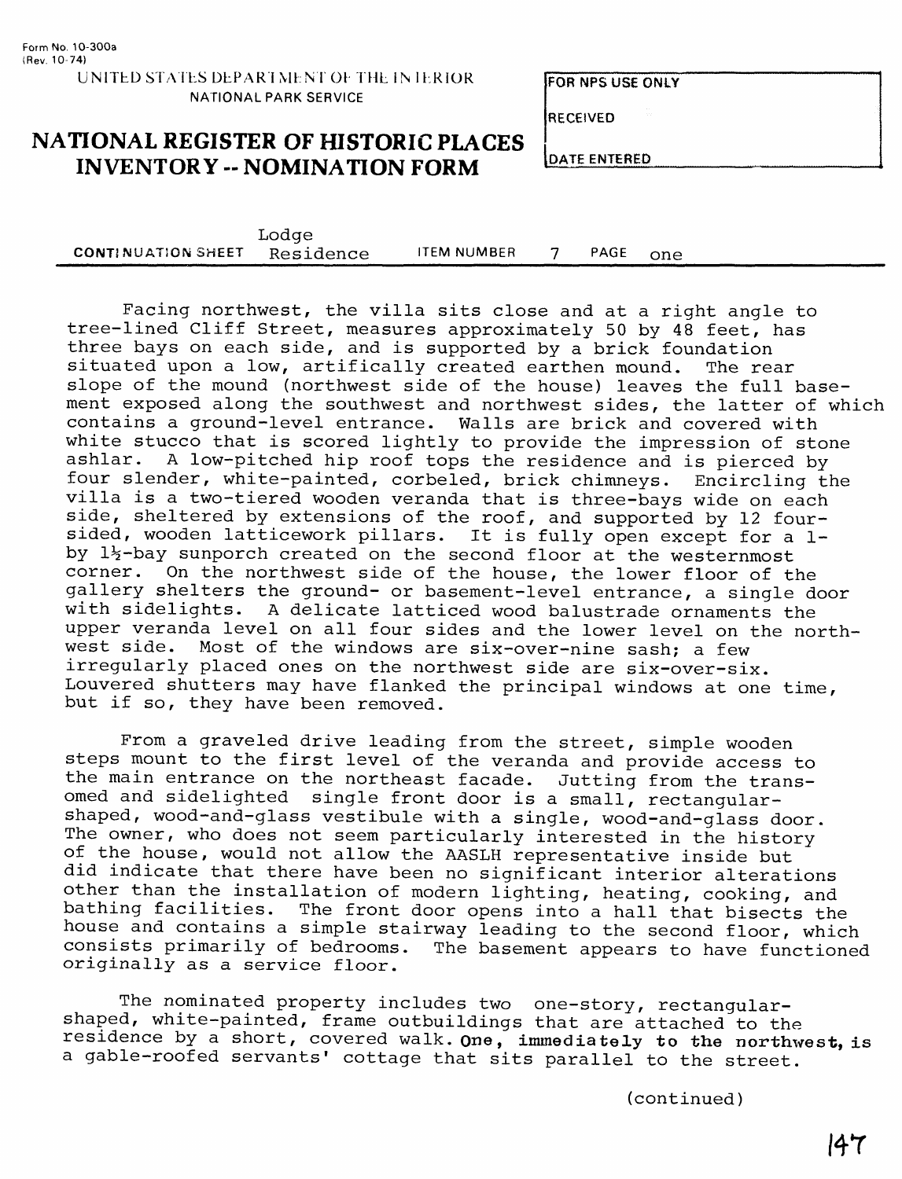Form No. 10-300a
(Rev. 10-74)

UNITED STATES DEPARTMENT OF THE INTERIOR
NATIONAL PARK SERVICE

# NATIONAL REGISTER OF HISTORIC PLACES INVENTORY -- NOMINATION FORM

| FOR NPS USE ONLY |
|---|
| RECEIVED |
| DATE ENTERED |

**CONTINUATION SHEET** Lodge Residence **ITEM NUMBER** 7 **PAGE** one

Facing northwest, the villa sits close and at a right angle to tree-lined Cliff Street, measures approximately 50 by 48 feet, has three bays on each side, and is supported by a brick foundation situated upon a low, artifically created earthen mound. The rear slope of the mound (northwest side of the house) leaves the full basement exposed along the southwest and northwest sides, the latter of which contains a ground-level entrance. Walls are brick and covered with white stucco that is scored lightly to provide the impression of stone ashlar. A low-pitched hip roof tops the residence and is pierced by four slender, white-painted, corbeled, brick chimneys. Encircling the villa is a two-tiered wooden veranda that is three-bays wide on each side, sheltered by extensions of the roof, and supported by 12 four-sided, wooden latticework pillars. It is fully open except for a 1- by 1½-bay sunporch created on the second floor at the westernmost corner. On the northwest side of the house, the lower floor of the gallery shelters the ground- or basement-level entrance, a single door with sidelights. A delicate latticed wood balustrade ornaments the upper veranda level on all four sides and the lower level on the northwest side. Most of the windows are six-over-nine sash; a few irregularly placed ones on the northwest side are six-over-six. Louvered shutters may have flanked the principal windows at one time, but if so, they have been removed.

From a graveled drive leading from the street, simple wooden steps mount to the first level of the veranda and provide access to the main entrance on the northeast facade. Jutting from the transomed and sidelighted single front door is a small, rectangular-shaped, wood-and-glass vestibule with a single, wood-and-glass door. The owner, who does not seem particularly interested in the history of the house, would not allow the AASLH representative inside but did indicate that there have been no significant interior alterations other than the installation of modern lighting, heating, cooking, and bathing facilities. The front door opens into a hall that bisects the house and contains a simple stairway leading to the second floor, which consists primarily of bedrooms. The basement appears to have functioned originally as a service floor.

The nominated property includes two one-story, rectangular-shaped, white-painted, frame outbuildings that are attached to the residence by a short, covered walk. One, immediately to the northwest, is a gable-roofed servants' cottage that sits parallel to the street.

(continued)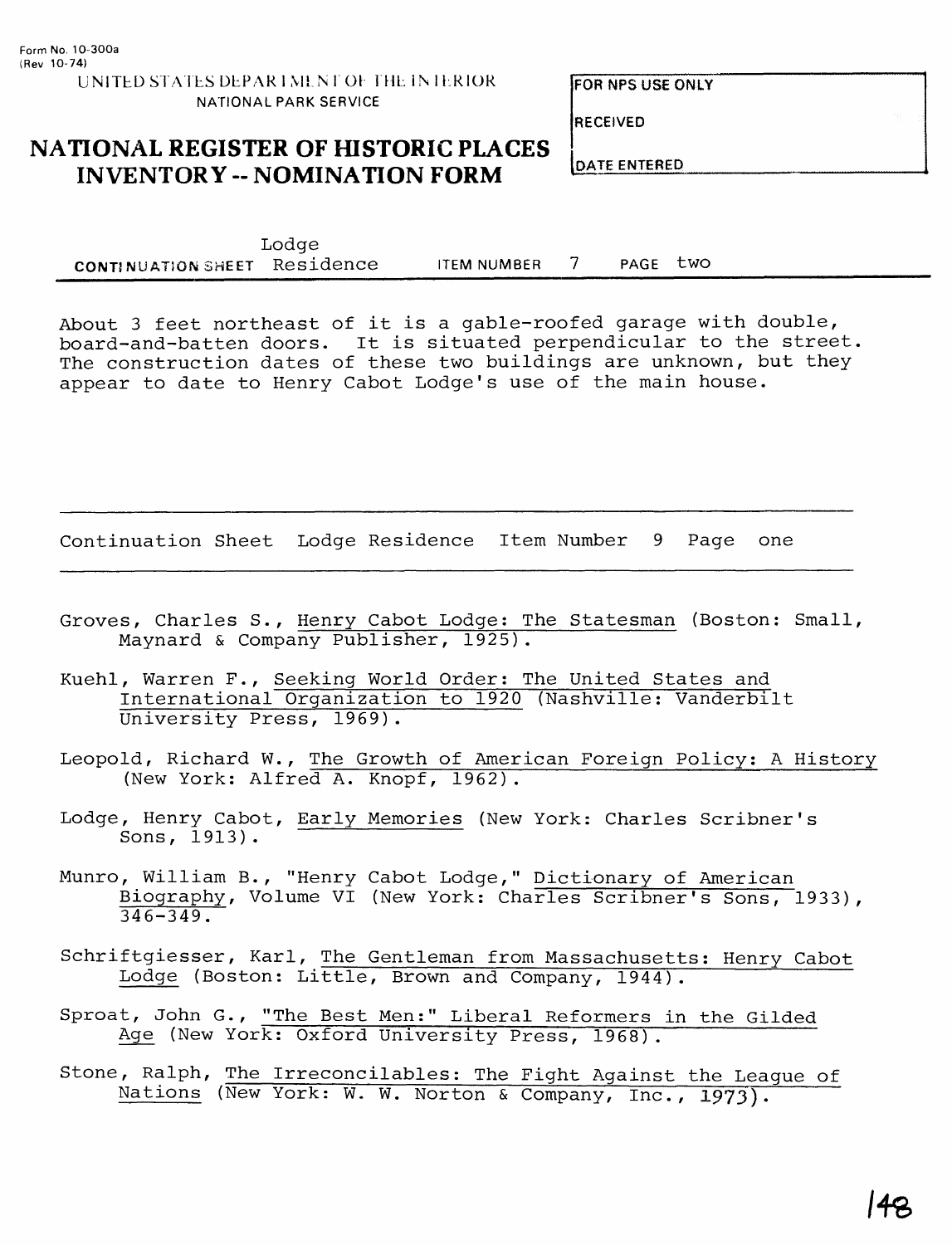Form No. 10-300a
(Rev. 10-74)

UNITED STATES DEPARTMENT OF THE INTERIOR
NATIONAL PARK SERVICE

# NATIONAL REGISTER OF HISTORIC PLACES INVENTORY -- NOMINATION FORM

FOR NPS USE ONLY

RECEIVED

DATE ENTERED

CONTINUATION SHEET Lodge Residence ITEM NUMBER 7 PAGE two

About 3 feet northeast of it is a gable-roofed garage with double, board-and-batten doors. It is situated perpendicular to the street. The construction dates of these two buildings are unknown, but they appear to date to Henry Cabot Lodge's use of the main house.

---

Continuation Sheet Lodge Residence Item Number 9 Page one

---

Groves, Charles S., Henry Cabot Lodge: The Statesman (Boston: Small, Maynard & Company Publisher, 1925).

Kuehl, Warren F., Seeking World Order: The United States and International Organization to 1920 (Nashville: Vanderbilt University Press, 1969).

Leopold, Richard W., The Growth of American Foreign Policy: A History (New York: Alfred A. Knopf, 1962).

Lodge, Henry Cabot, Early Memories (New York: Charles Scribner's Sons, 1913).

Munro, William B., "Henry Cabot Lodge," Dictionary of American Biography, Volume VI (New York: Charles Scribner's Sons, 1933), 346-349.

Schriftgiesser, Karl, The Gentleman from Massachusetts: Henry Cabot Lodge (Boston: Little, Brown and Company, 1944).

Sproat, John G., "The Best Men:" Liberal Reformers in the Gilded Age (New York: Oxford University Press, 1968).

Stone, Ralph, The Irreconcilables: The Fight Against the League of Nations (New York: W. W. Norton & Company, Inc., 1973).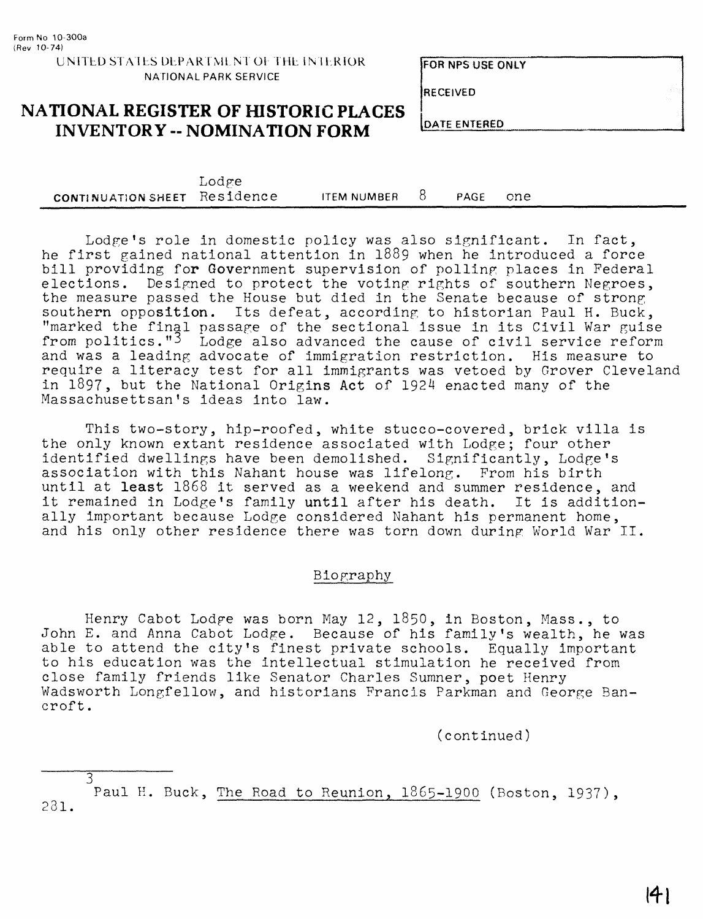Form No 10-300a
(Rev 10-74)

UNITED STATES DEPARTMENT OF THE INTERIOR
NATIONAL PARK SERVICE

# NATIONAL REGISTER OF HISTORIC PLACES INVENTORY -- NOMINATION FORM

| FOR NPS USE ONLY |
| --- |
| RECEIVED |
| DATE ENTERED |

CONTINUATION SHEET Lodge Residence ITEM NUMBER 8 PAGE one

Lodge's role in domestic policy was also significant. In fact, he first gained national attention in 1889 when he introduced a force bill providing for Government supervision of polling places in Federal elections. Designed to protect the voting rights of southern Negroes, the measure passed the House but died in the Senate because of strong southern opposition. Its defeat, according to historian Paul H. Buck, "marked the final passage of the sectional issue in its Civil War guise from politics."[3] Lodge also advanced the cause of civil service reform and was a leading advocate of immigration restriction. His measure to require a literacy test for all immigrants was vetoed by Grover Cleveland in 1897, but the National Origins Act of 1924 enacted many of the Massachusettsan's ideas into law.

This two-story, hip-roofed, white stucco-covered, brick villa is the only known extant residence associated with Lodge; four other identified dwellings have been demolished. Significantly, Lodge's association with this Nahant house was lifelong. From his birth until at least 1868 it served as a weekend and summer residence, and it remained in Lodge's family until after his death. It is additionally important because Lodge considered Nahant his permanent home, and his only other residence there was torn down during World War II.

## Biography

Henry Cabot Lodge was born May 12, 1850, in Boston, Mass., to John E. and Anna Cabot Lodge. Because of his family's wealth, he was able to attend the city's finest private schools. Equally important to his education was the intellectual stimulation he received from close family friends like Senator Charles Sumner, poet Henry Wadsworth Longfellow, and historians Francis Parkman and George Bancroft.

(continued)

---

[3] Paul H. Buck, The Road to Reunion, 1865-1900 (Boston, 1937), 281.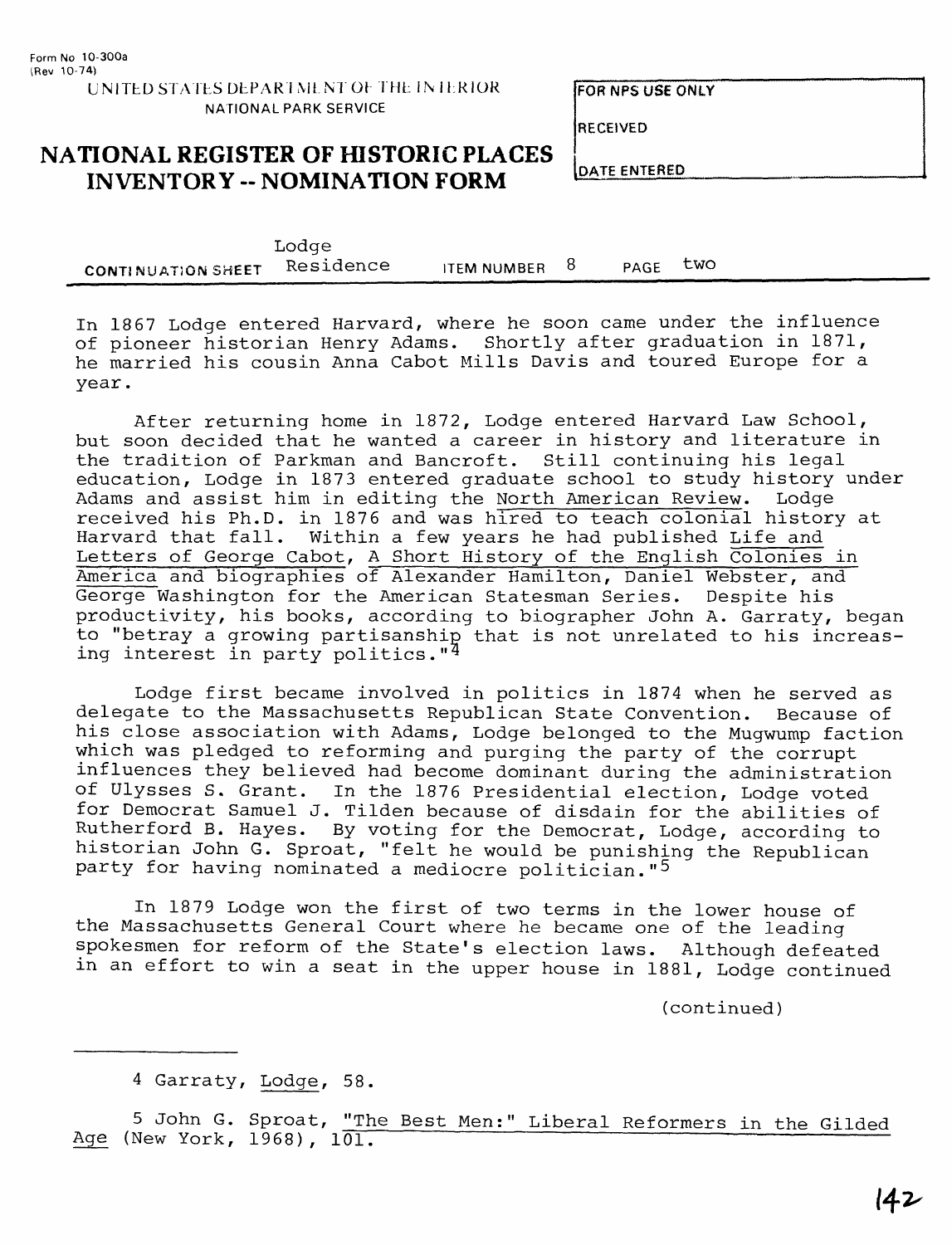Form No 10-300a
(Rev 10-74)

UNITED STATES DEPARTMENT OF THE INTERIOR
NATIONAL PARK SERVICE

# NATIONAL REGISTER OF HISTORIC PLACES INVENTORY -- NOMINATION FORM

FOR NPS USE ONLY

RECEIVED

DATE ENTERED

CONTINUATION SHEET Lodge Residence ITEM NUMBER 8 PAGE two

In 1867 Lodge entered Harvard, where he soon came under the influence of pioneer historian Henry Adams. Shortly after graduation in 1871, he married his cousin Anna Cabot Mills Davis and toured Europe for a year.

After returning home in 1872, Lodge entered Harvard Law School, but soon decided that he wanted a career in history and literature in the tradition of Parkman and Bancroft. Still continuing his legal education, Lodge in 1873 entered graduate school to study history under Adams and assist him in editing the North American Review. Lodge received his Ph.D. in 1876 and was hired to teach colonial history at Harvard that fall. Within a few years he had published Life and Letters of George Cabot, A Short History of the English Colonies in America and biographies of Alexander Hamilton, Daniel Webster, and George Washington for the American Statesman Series. Despite his productivity, his books, according to biographer John A. Garraty, began to "betray a growing partisanship that is not unrelated to his increasing interest in party politics."[4]

Lodge first became involved in politics in 1874 when he served as delegate to the Massachusetts Republican State Convention. Because of his close association with Adams, Lodge belonged to the Mugwump faction which was pledged to reforming and purging the party of the corrupt influences they believed had become dominant during the administration of Ulysses S. Grant. In the 1876 Presidential election, Lodge voted for Democrat Samuel J. Tilden because of disdain for the abilities of Rutherford B. Hayes. By voting for the Democrat, Lodge, according to historian John G. Sproat, "felt he would be punishing the Republican party for having nominated a mediocre politician."[5]

In 1879 Lodge won the first of two terms in the lower house of the Massachusetts General Court where he became one of the leading spokesmen for reform of the State's election laws. Although defeated in an effort to win a seat in the upper house in 1881, Lodge continued

(continued)

---

4 Garraty, Lodge, 58.

5 John G. Sproat, "The Best Men:" Liberal Reformers in the Gilded Age (New York, 1968), 101.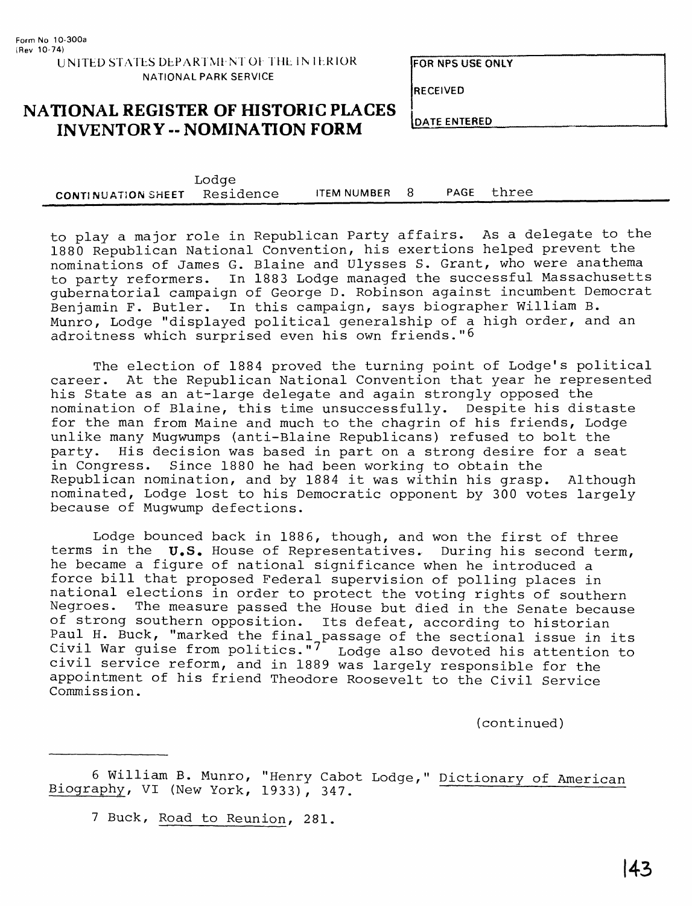to play a major role in Republican Party affairs. As a delegate to the 1880 Republican National Convention, his exertions helped prevent the nominations of James G. Blaine and Ulysses S. Grant, who were anathema to party reformers. In 1883 Lodge managed the successful Massachusetts gubernatorial campaign of George D. Robinson against incumbent Democrat Benjamin F. Butler. In this campaign, says biographer William B. Munro, Lodge "displayed political generalship of a high order, and an adroitness which surprised even his own friends."[6]

The election of 1884 proved the turning point of Lodge's political career. At the Republican National Convention that year he represented his State as an at-large delegate and again strongly opposed the nomination of Blaine, this time unsuccessfully. Despite his distaste for the man from Maine and much to the chagrin of his friends, Lodge unlike many Mugwumps (anti-Blaine Republicans) refused to bolt the party. His decision was based in part on a strong desire for a seat in Congress. Since 1880 he had been working to obtain the Republican nomination, and by 1884 it was within his grasp. Although nominated, Lodge lost to his Democratic opponent by 300 votes largely because of Mugwump defections.

Lodge bounced back in 1886, though, and won the first of three terms in the U.S. House of Representatives. During his second term, he became a figure of national significance when he introduced a force bill that proposed Federal supervision of polling places in national elections in order to protect the voting rights of southern Negroes. The measure passed the House but died in the Senate because of strong southern opposition. Its defeat, according to historian Paul H. Buck, "marked the final passage of the sectional issue in its Civil War guise from politics."[7] Lodge also devoted his attention to civil service reform, and in 1889 was largely responsible for the appointment of his friend Theodore Roosevelt to the Civil Service Commission.

(continued)

---

6 William B. Munro, "Henry Cabot Lodge," Dictionary of American Biography, VI (New York, 1933), 347.

7 Buck, Road to Reunion, 281.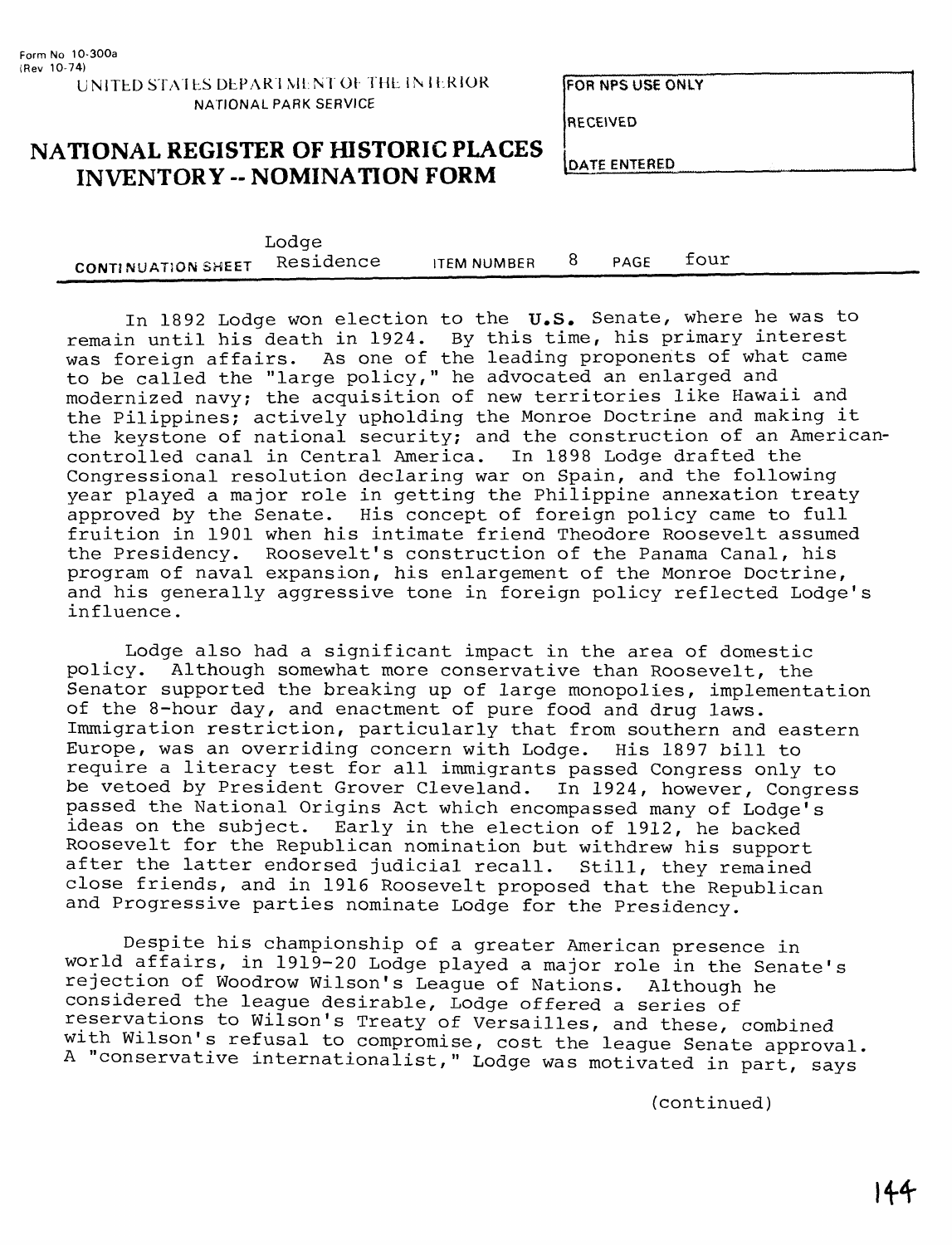Form No 10-300a
(Rev 10-74)

UNITED STATES DEPARTMENT OF THE INTERIOR
NATIONAL PARK SERVICE

# NATIONAL REGISTER OF HISTORIC PLACES INVENTORY -- NOMINATION FORM

FOR NPS USE ONLY

RECEIVED

DATE ENTERED

CONTINUATION SHEET Lodge Residence ITEM NUMBER 8 PAGE four

In 1892 Lodge won election to the U.S. Senate, where he was to remain until his death in 1924. By this time, his primary interest was foreign affairs. As one of the leading proponents of what came to be called the "large policy," he advocated an enlarged and modernized navy; the acquisition of new territories like Hawaii and the Pilippines; actively upholding the Monroe Doctrine and making it the keystone of national security; and the construction of an American-controlled canal in Central America. In 1898 Lodge drafted the Congressional resolution declaring war on Spain, and the following year played a major role in getting the Philippine annexation treaty approved by the Senate. His concept of foreign policy came to full fruition in 1901 when his intimate friend Theodore Roosevelt assumed the Presidency. Roosevelt's construction of the Panama Canal, his program of naval expansion, his enlargement of the Monroe Doctrine, and his generally aggressive tone in foreign policy reflected Lodge's influence.

Lodge also had a significant impact in the area of domestic policy. Although somewhat more conservative than Roosevelt, the Senator supported the breaking up of large monopolies, implementation of the 8-hour day, and enactment of pure food and drug laws. Immigration restriction, particularly that from southern and eastern Europe, was an overriding concern with Lodge. His 1897 bill to require a literacy test for all immigrants passed Congress only to be vetoed by President Grover Cleveland. In 1924, however, Congress passed the National Origins Act which encompassed many of Lodge's ideas on the subject. Early in the election of 1912, he backed Roosevelt for the Republican nomination but withdrew his support after the latter endorsed judicial recall. Still, they remained close friends, and in 1916 Roosevelt proposed that the Republican and Progressive parties nominate Lodge for the Presidency.

Despite his championship of a greater American presence in world affairs, in 1919-20 Lodge played a major role in the Senate's rejection of Woodrow Wilson's League of Nations. Although he considered the league desirable, Lodge offered a series of reservations to Wilson's Treaty of Versailles, and these, combined with Wilson's refusal to compromise, cost the league Senate approval. A "conservative internationalist," Lodge was motivated in part, says

(continued)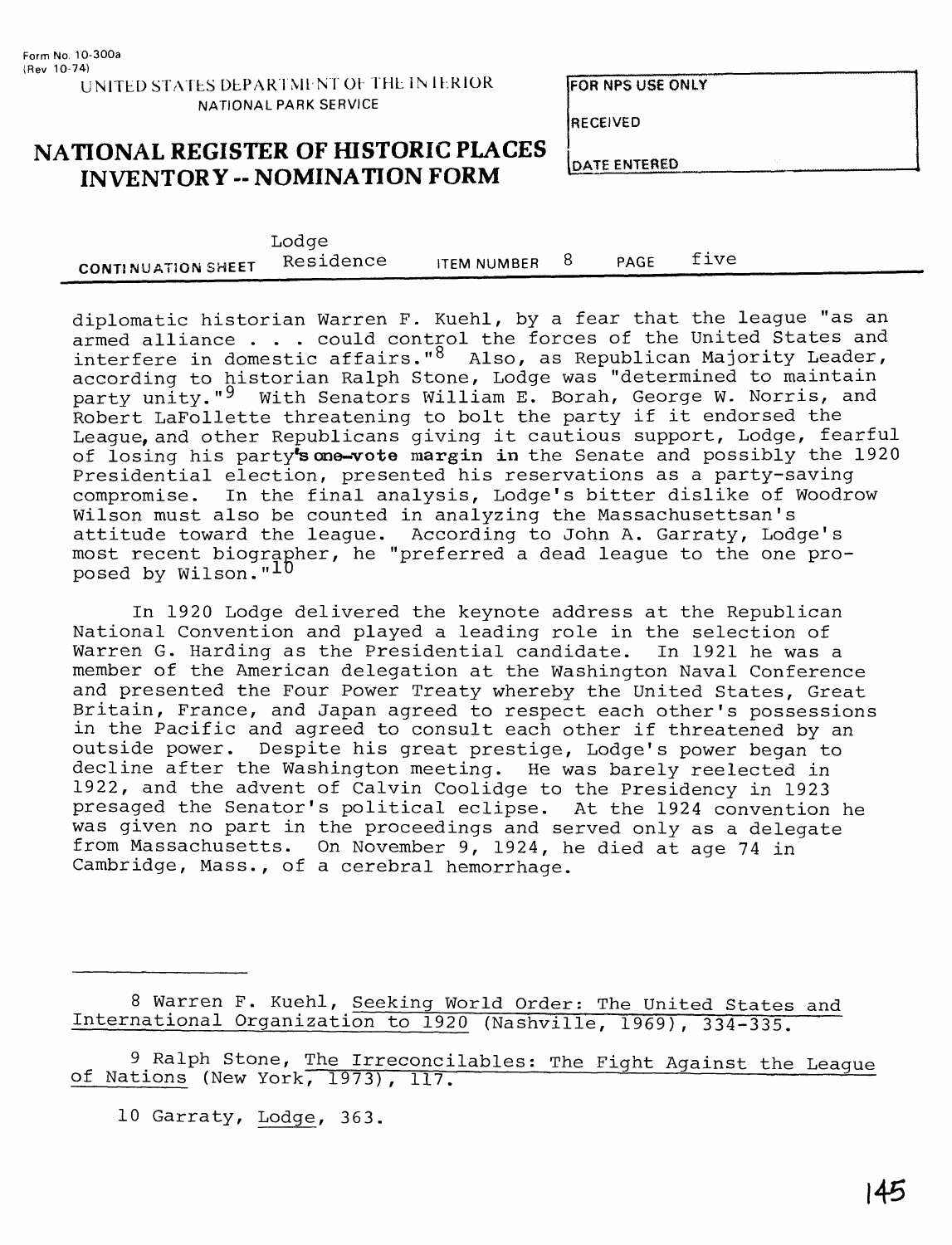Form No. 10-300a
(Rev 10-74)

UNITED STATES DEPARTMENT OF THE INTERIOR
NATIONAL PARK SERVICE

# NATIONAL REGISTER OF HISTORIC PLACES INVENTORY -- NOMINATION FORM

| |
|---|
| FOR NPS USE ONLY |
| RECEIVED |
| DATE ENTERED |

CONTINUATION SHEET Lodge Residence ITEM NUMBER 8 PAGE five

diplomatic historian Warren F. Kuehl, by a fear that the league "as an armed alliance . . . could control the forces of the United States and interfere in domestic affairs."[8] Also, as Republican Majority Leader, according to historian Ralph Stone, Lodge was "determined to maintain party unity."[9] With Senators William E. Borah, George W. Norris, and Robert LaFollette threatening to bolt the party if it endorsed the League, and other Republicans giving it cautious support, Lodge, fearful of losing his party's one-vote margin in the Senate and possibly the 1920 Presidential election, presented his reservations as a party-saving compromise. In the final analysis, Lodge's bitter dislike of Woodrow Wilson must also be counted in analyzing the Massachusettsan's attitude toward the league. According to John A. Garraty, Lodge's most recent biographer, he "preferred a dead league to the one proposed by Wilson."[10]

In 1920 Lodge delivered the keynote address at the Republican National Convention and played a leading role in the selection of Warren G. Harding as the Presidential candidate. In 1921 he was a member of the American delegation at the Washington Naval Conference and presented the Four Power Treaty whereby the United States, Great Britain, France, and Japan agreed to respect each other's possessions in the Pacific and agreed to consult each other if threatened by an outside power. Despite his great prestige, Lodge's power began to decline after the Washington meeting. He was barely reelected in 1922, and the advent of Calvin Coolidge to the Presidency in 1923 presaged the Senator's political eclipse. At the 1924 convention he was given no part in the proceedings and served only as a delegate from Massachusetts. On November 9, 1924, he died at age 74 in Cambridge, Mass., of a cerebral hemorrhage.

---

8 Warren F. Kuehl, Seeking World Order: The United States and International Organization to 1920 (Nashville, 1969), 334-335.

9 Ralph Stone, The Irreconcilables: The Fight Against the League of Nations (New York, 1973), 117.

10 Garraty, Lodge, 363.